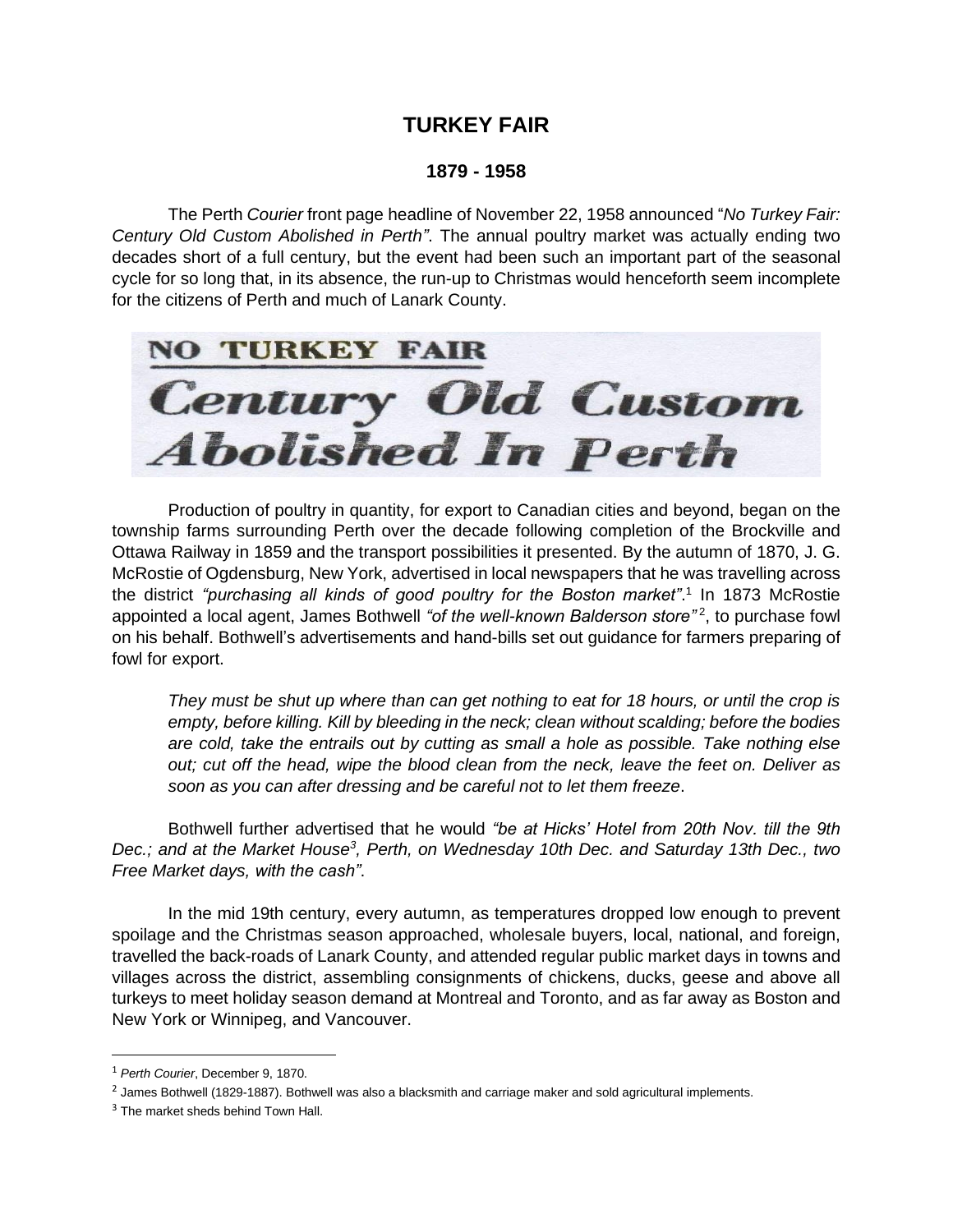# TURKEY FAIR

## 1879 - 1958

The Perth *Courier* front page headline of November 22, 1958 announced "*No Turkey Fair: Century Old Custom Abolished in Perth"*. The annual poultry market was actually ending two decades short of a full century, but the event had been such an important part of the seasonal cycle for so long that, in its absence, the run-up to Christmas would henceforth seem incomplete for the citizens of Perth and much of Lanark County.

NO TURKEY FAIR
*Century Old Custom Abolished In Perth*

Production of poultry in quantity, for export to Canadian cities and beyond, began on the township farms surrounding Perth over the decade following completion of the Brockville and Ottawa Railway in 1859 and the transport possibilities it presented. By the autumn of 1870, J. G. McRostie of Ogdensburg, New York, advertised in local newspapers that he was travelling across the district *"purchasing all kinds of good poultry for the Boston market"*.[1] In 1873 McRostie appointed a local agent, James Bothwell *"of the well-known Balderson store"*[2], to purchase fowl on his behalf. Bothwell's advertisements and hand-bills set out guidance for farmers preparing of fowl for export.

> *They must be shut up where than can get nothing to eat for 18 hours, or until the crop is empty, before killing. Kill by bleeding in the neck; clean without scalding; before the bodies are cold, take the entrails out by cutting as small a hole as possible. Take nothing else out; cut off the head, wipe the blood clean from the neck, leave the feet on. Deliver as soon as you can after dressing and be careful not to let them freeze*.

Bothwell further advertised that he would *"be at Hicks' Hotel from 20th Nov. till the 9th Dec.; and at the Market House[3], Perth, on Wednesday 10th Dec. and Saturday 13th Dec., two Free Market days, with the cash"*.

In the mid 19th century, every autumn, as temperatures dropped low enough to prevent spoilage and the Christmas season approached, wholesale buyers, local, national, and foreign, travelled the back-roads of Lanark County, and attended regular public market days in towns and villages across the district, assembling consignments of chickens, ducks, geese and above all turkeys to meet holiday season demand at Montreal and Toronto, and as far away as Boston and New York or Winnipeg, and Vancouver.

---

[1] *Perth Courier*, December 9, 1870.

[2] James Bothwell (1829-1887). Bothwell was also a blacksmith and carriage maker and sold agricultural implements.

[3] The market sheds behind Town Hall.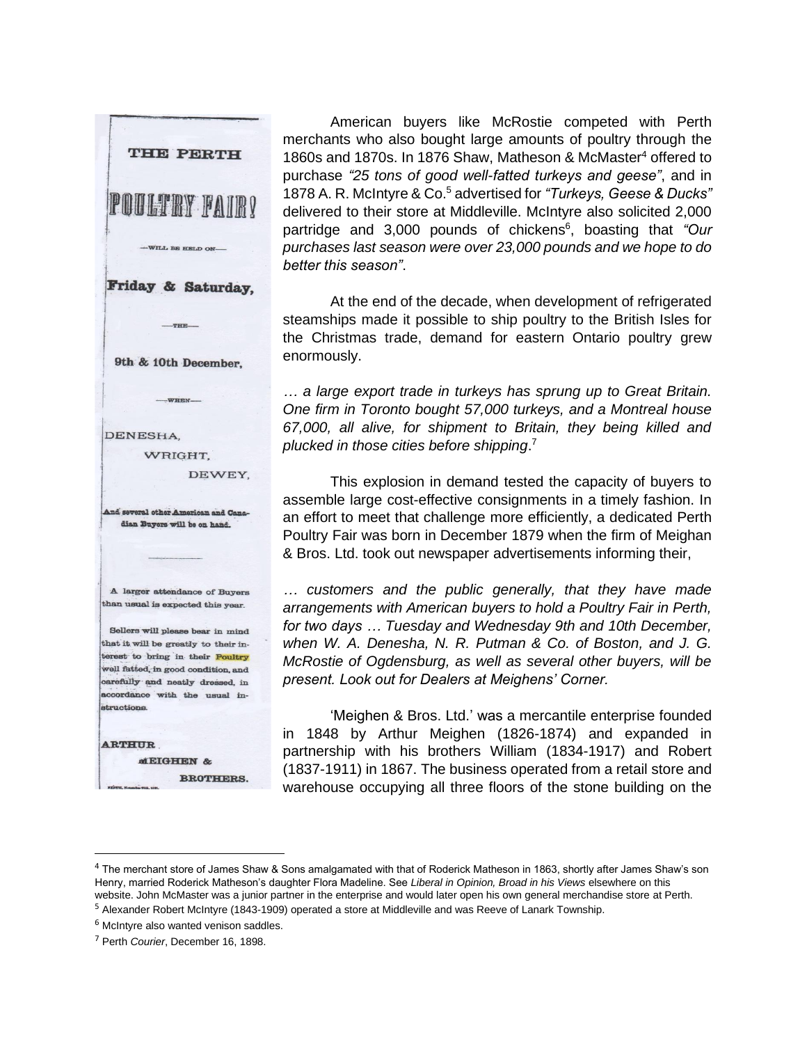THE PERTH

POULTRY FAIR!

—WILL BE HELD ON—

**Friday & Saturday,**

—THE—

**9th & 10th December,**

—WHEN—

DENESHA,
WRIGHT,
DEWEY,

And several other American and Canadian Buyers will be on hand.

A larger attendance of Buyers than usual is expected this year.

Sellers will please bear in mind that it will be greatly to their interest to bring in their Poultry well fatted, in good condition, and carefully and neatly dressed, in accordance with the usual instructions.

ARTHUR MEIGHEN & BROTHERS.

American buyers like McRostie competed with Perth merchants who also bought large amounts of poultry through the 1860s and 1870s. In 1876 Shaw, Matheson & McMaster[4] offered to purchase *"25 tons of good well-fatted turkeys and geese"*, and in 1878 A. R. McIntyre & Co.[5] advertised for *"Turkeys, Geese & Ducks"* delivered to their store at Middleville. McIntyre also solicited 2,000 partridge and 3,000 pounds of chickens[6], boasting that *"Our purchases last season were over 23,000 pounds and we hope to do better this season"*.

At the end of the decade, when development of refrigerated steamships made it possible to ship poultry to the British Isles for the Christmas trade, demand for eastern Ontario poultry grew enormously.

*… a large export trade in turkeys has sprung up to Great Britain. One firm in Toronto bought 57,000 turkeys, and a Montreal house 67,000, all alive, for shipment to Britain, they being killed and plucked in those cities before shipping*.[7]

This explosion in demand tested the capacity of buyers to assemble large cost-effective consignments in a timely fashion. In an effort to meet that challenge more efficiently, a dedicated Perth Poultry Fair was born in December 1879 when the firm of Meighan & Bros. Ltd. took out newspaper advertisements informing their,

*… customers and the public generally, that they have made arrangements with American buyers to hold a Poultry Fair in Perth, for two days … Tuesday and Wednesday 9th and 10th December, when W. A. Denesha, N. R. Putman & Co. of Boston, and J. G. McRostie of Ogdensburg, as well as several other buyers, will be present. Look out for Dealers at Meighens' Corner.*

'Meighen & Bros. Ltd.' was a mercantile enterprise founded in 1848 by Arthur Meighen (1826-1874) and expanded in partnership with his brothers William (1834-1917) and Robert (1837-1911) in 1867. The business operated from a retail store and warehouse occupying all three floors of the stone building on the

---

[4] The merchant store of James Shaw & Sons amalgamated with that of Roderick Matheson in 1863, shortly after James Shaw's son Henry, married Roderick Matheson's daughter Flora Madeline. See *Liberal in Opinion, Broad in his Views* elsewhere on this website. John McMaster was a junior partner in the enterprise and would later open his own general merchandise store at Perth.

[5] Alexander Robert McIntyre (1843-1909) operated a store at Middleville and was Reeve of Lanark Township.

[6] McIntyre also wanted venison saddles.

[7] Perth *Courier*, December 16, 1898.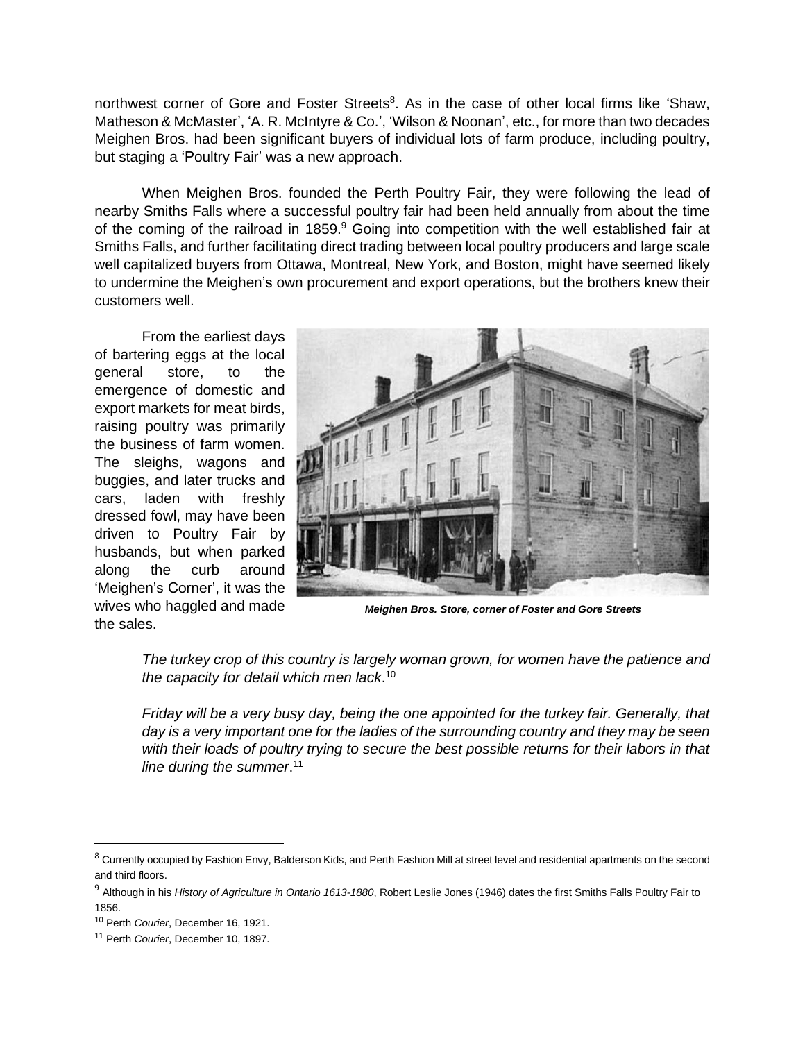northwest corner of Gore and Foster Streets[8]. As in the case of other local firms like 'Shaw, Matheson & McMaster', 'A. R. McIntyre & Co.', 'Wilson & Noonan', etc., for more than two decades Meighen Bros. had been significant buyers of individual lots of farm produce, including poultry, but staging a 'Poultry Fair' was a new approach.

When Meighen Bros. founded the Perth Poultry Fair, they were following the lead of nearby Smiths Falls where a successful poultry fair had been held annually from about the time of the coming of the railroad in 1859.[9] Going into competition with the well established fair at Smiths Falls, and further facilitating direct trading between local poultry producers and large scale well capitalized buyers from Ottawa, Montreal, New York, and Boston, might have seemed likely to undermine the Meighen's own procurement and export operations, but the brothers knew their customers well.

From the earliest days of bartering eggs at the local general store, to the emergence of domestic and export markets for meat birds, raising poultry was primarily the business of farm women. The sleighs, wagons and buggies, and later trucks and cars, laden with freshly dressed fowl, may have been driven to Poultry Fair by husbands, but when parked along the curb around 'Meighen's Corner', it was the wives who haggled and made the sales.

***Meighen Bros. Store, corner of Foster and Gore Streets***

> *The turkey crop of this country is largely woman grown, for women have the patience and the capacity for detail which men lack*.[10]
>
> *Friday will be a very busy day, being the one appointed for the turkey fair. Generally, that day is a very important one for the ladies of the surrounding country and they may be seen with their loads of poultry trying to secure the best possible returns for their labors in that line during the summer*.[11]

---

[8] Currently occupied by Fashion Envy, Balderson Kids, and Perth Fashion Mill at street level and residential apartments on the second and third floors.

[9] Although in his *History of Agriculture in Ontario 1613-1880*, Robert Leslie Jones (1946) dates the first Smiths Falls Poultry Fair to 1856.

[10] Perth *Courier*, December 16, 1921.

[11] Perth *Courier*, December 10, 1897.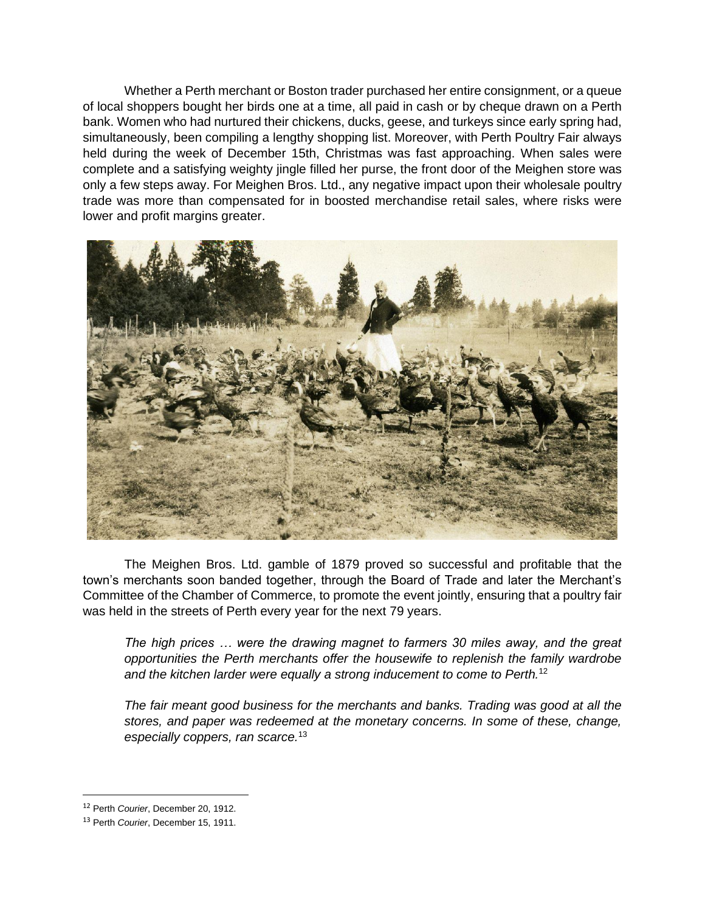Whether a Perth merchant or Boston trader purchased her entire consignment, or a queue of local shoppers bought her birds one at a time, all paid in cash or by cheque drawn on a Perth bank. Women who had nurtured their chickens, ducks, geese, and turkeys since early spring had, simultaneously, been compiling a lengthy shopping list. Moreover, with Perth Poultry Fair always held during the week of December 15th, Christmas was fast approaching. When sales were complete and a satisfying weighty jingle filled her purse, the front door of the Meighen store was only a few steps away. For Meighen Bros. Ltd., any negative impact upon their wholesale poultry trade was more than compensated for in boosted merchandise retail sales, where risks were lower and profit margins greater.

The Meighen Bros. Ltd. gamble of 1879 proved so successful and profitable that the town's merchants soon banded together, through the Board of Trade and later the Merchant's Committee of the Chamber of Commerce, to promote the event jointly, ensuring that a poultry fair was held in the streets of Perth every year for the next 79 years.

> *The high prices … were the drawing magnet to farmers 30 miles away, and the great opportunities the Perth merchants offer the housewife to replenish the family wardrobe and the kitchen larder were equally a strong inducement to come to Perth.*[12]

> *The fair meant good business for the merchants and banks. Trading was good at all the stores, and paper was redeemed at the monetary concerns. In some of these, change, especially coppers, ran scarce.*[13]

---

[12] Perth *Courier*, December 20, 1912.

[13] Perth *Courier*, December 15, 1911.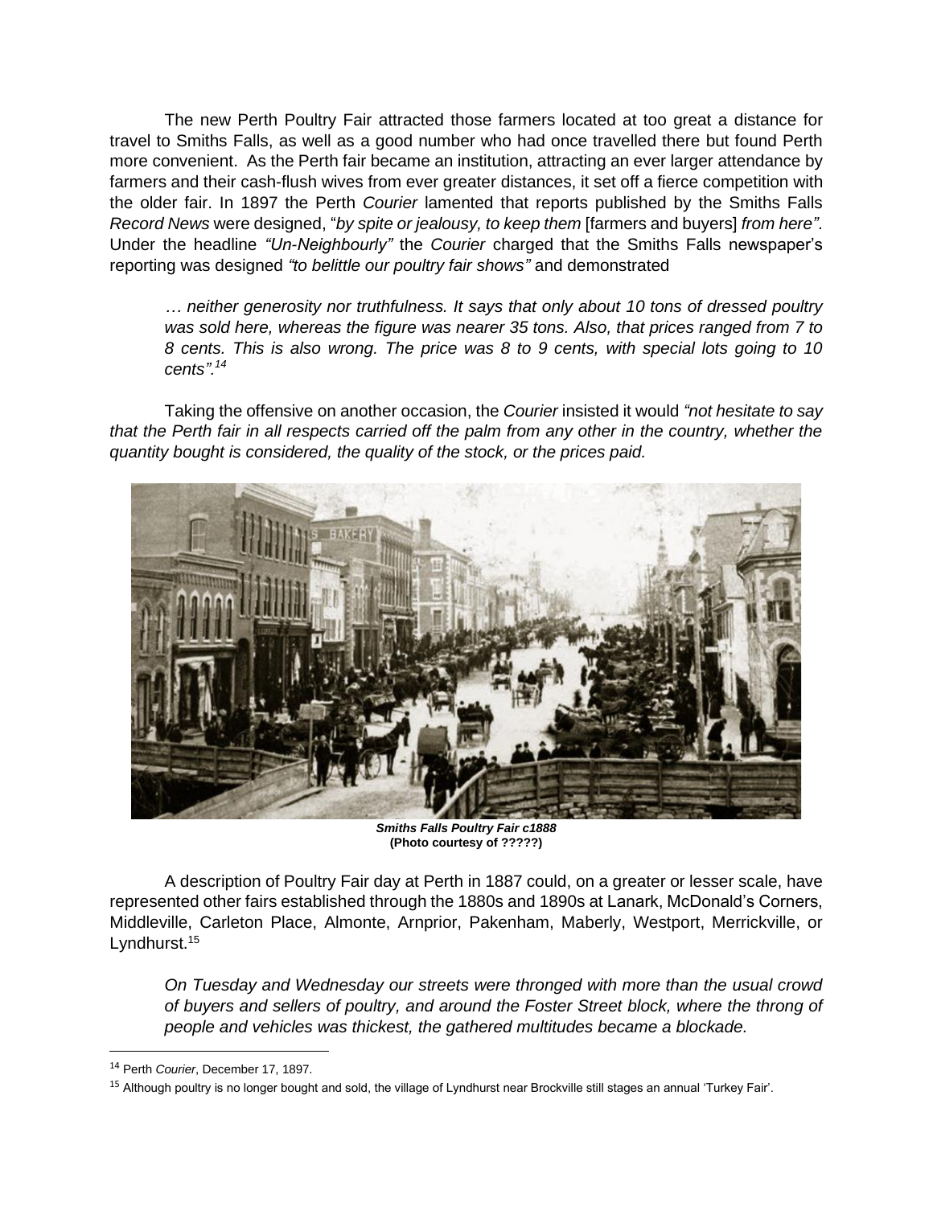The new Perth Poultry Fair attracted those farmers located at too great a distance for travel to Smiths Falls, as well as a good number who had once travelled there but found Perth more convenient. As the Perth fair became an institution, attracting an ever larger attendance by farmers and their cash-flush wives from ever greater distances, it set off a fierce competition with the older fair. In 1897 the Perth *Courier* lamented that reports published by the Smiths Falls *Record News* were designed, "*by spite or jealousy, to keep them* [farmers and buyers] *from here"*. Under the headline *"Un-Neighbourly"* the *Courier* charged that the Smiths Falls newspaper's reporting was designed *"to belittle our poultry fair shows"* and demonstrated

> *… neither generosity nor truthfulness. It says that only about 10 tons of dressed poultry was sold here, whereas the figure was nearer 35 tons. Also, that prices ranged from 7 to 8 cents. This is also wrong. The price was 8 to 9 cents, with special lots going to 10 cents".*[14]

Taking the offensive on another occasion, the *Courier* insisted it would *"not hesitate to say that the Perth fair in all respects carried off the palm from any other in the country, whether the quantity bought is considered, the quality of the stock, or the prices paid.*

***Smiths Falls Poultry Fair c1888***
**(Photo courtesy of ?????)**

A description of Poultry Fair day at Perth in 1887 could, on a greater or lesser scale, have represented other fairs established through the 1880s and 1890s at Lanark, McDonald's Corners, Middleville, Carleton Place, Almonte, Arnprior, Pakenham, Maberly, Westport, Merrickville, or Lyndhurst.[15]

> *On Tuesday and Wednesday our streets were thronged with more than the usual crowd of buyers and sellers of poultry, and around the Foster Street block, where the throng of people and vehicles was thickest, the gathered multitudes became a blockade.*

---

[14] Perth *Courier*, December 17, 1897.

[15] Although poultry is no longer bought and sold, the village of Lyndhurst near Brockville still stages an annual 'Turkey Fair'.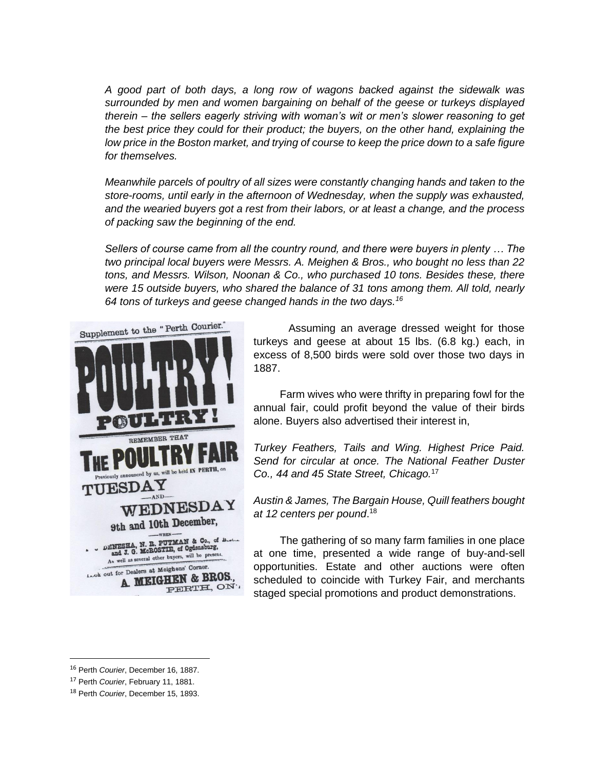*A good part of both days, a long row of wagons backed against the sidewalk was surrounded by men and women bargaining on behalf of the geese or turkeys displayed therein – the sellers eagerly striving with woman's wit or men's slower reasoning to get the best price they could for their product; the buyers, on the other hand, explaining the low price in the Boston market, and trying of course to keep the price down to a safe figure for themselves.*

*Meanwhile parcels of poultry of all sizes were constantly changing hands and taken to the store-rooms, until early in the afternoon of Wednesday, when the supply was exhausted, and the wearied buyers got a rest from their labors, or at least a change, and the process of packing saw the beginning of the end.*

*Sellers of course came from all the country round, and there were buyers in plenty … The two principal local buyers were Messrs. A. Meighen & Bros., who bought no less than 22 tons, and Messrs. Wilson, Noonan & Co., who purchased 10 tons. Besides these, there were 15 outside buyers, who shared the balance of 31 tons among them. All told, nearly 64 tons of turkeys and geese changed hands in the two days.*[16]

Assuming an average dressed weight for those turkeys and geese at about 15 lbs. (6.8 kg.) each, in excess of 8,500 birds were sold over those two days in 1887.

Farm wives who were thrifty in preparing fowl for the annual fair, could profit beyond the value of their birds alone. Buyers also advertised their interest in,

*Turkey Feathers, Tails and Wing. Highest Price Paid. Send for circular at once. The National Feather Duster Co., 44 and 45 State Street, Chicago.*[17]

*Austin & James, The Bargain House, Quill feathers bought at 12 centers per pound*.[18]

The gathering of so many farm families in one place at one time, presented a wide range of buy-and-sell opportunities. Estate and other auctions were often scheduled to coincide with Turkey Fair, and merchants staged special promotions and product demonstrations.

---

[16] Perth *Courier*, December 16, 1887.

[17] Perth *Courier*, February 11, 1881.

[18] Perth *Courier*, December 15, 1893.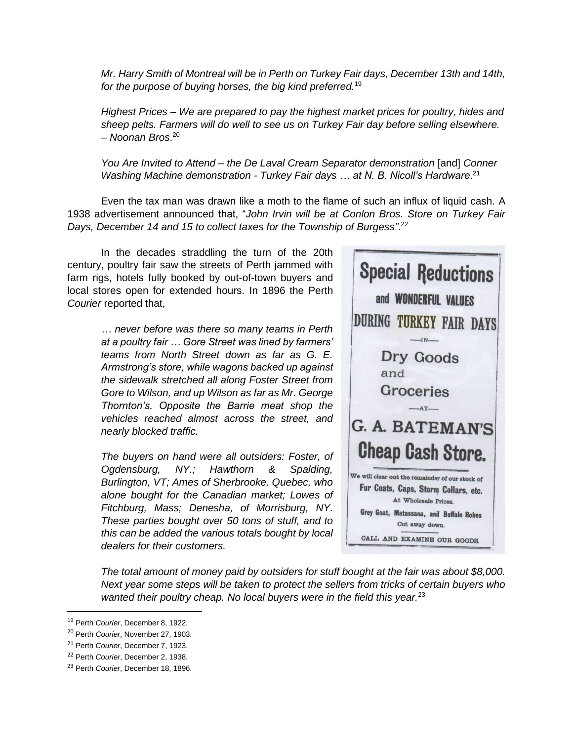*Mr. Harry Smith of Montreal will be in Perth on Turkey Fair days, December 13th and 14th, for the purpose of buying horses, the big kind preferred.*[19]

*Highest Prices – We are prepared to pay the highest market prices for poultry, hides and sheep pelts. Farmers will do well to see us on Turkey Fair day before selling elsewhere. – Noonan Bros*.[20]

*You Are Invited to Attend – the De Laval Cream Separator demonstration* [and] *Conner Washing Machine demonstration - Turkey Fair days … at N. B. Nicoll's Hardware*.[21]

Even the tax man was drawn like a moth to the flame of such an influx of liquid cash. A 1938 advertisement announced that, "*John Irvin will be at Conlon Bros. Store on Turkey Fair Days, December 14 and 15 to collect taxes for the Township of Burgess"*.[22]

In the decades straddling the turn of the 20th century, poultry fair saw the streets of Perth jammed with farm rigs, hotels fully booked by out-of-town buyers and local stores open for extended hours. In 1896 the Perth *Courier* reported that,

> *… never before was there so many teams in Perth at a poultry fair … Gore Street was lined by farmers' teams from North Street down as far as G. E. Armstrong's store, while wagons backed up against the sidewalk stretched all along Foster Street from Gore to Wilson, and up Wilson as far as Mr. George Thornton's. Opposite the Barrie meat shop the vehicles reached almost across the street, and nearly blocked traffic.*
>
> *The buyers on hand were all outsiders: Foster, of Ogdensburg, NY.; Hawthorn & Spalding, Burlington, VT; Ames of Sherbrooke, Quebec, who alone bought for the Canadian market; Lowes of Fitchburg, Mass; Denesha, of Morrisburg, NY. These parties bought over 50 tons of stuff, and to this can be added the various totals bought by local dealers for their customers.*
>
> *The total amount of money paid by outsiders for stuff bought at the fair was about $8,000. Next year some steps will be taken to protect the sellers from tricks of certain buyers who wanted their poultry cheap. No local buyers were in the field this year.*[23]

**Special Reductions**

**and WONDERFUL VALUES**

**DURING TURKEY FAIR DAYS**

—IN—

**Dry Goods and Groceries**

—AT—

**G. A. BATEMAN'S**

**Cheap Cash Store.**

We will clear out the remainder of our stock of

**Fur Coats, Caps, Storm Collars, etc.**

At Wholesale Prices.

**Grey Goat, Matassana, and Buffalo Robes**

Cut away down.

CALL AND EXAMINE OUR GOODS.

---

[19] Perth *Courier*, December 8, 1922.

[20] Perth *Courier*, November 27, 1903.

[21] Perth *Courier*, December 7, 1923.

[22] Perth *Courier*, December 2, 1938.

[23] Perth *Courier*, December 18, 1896.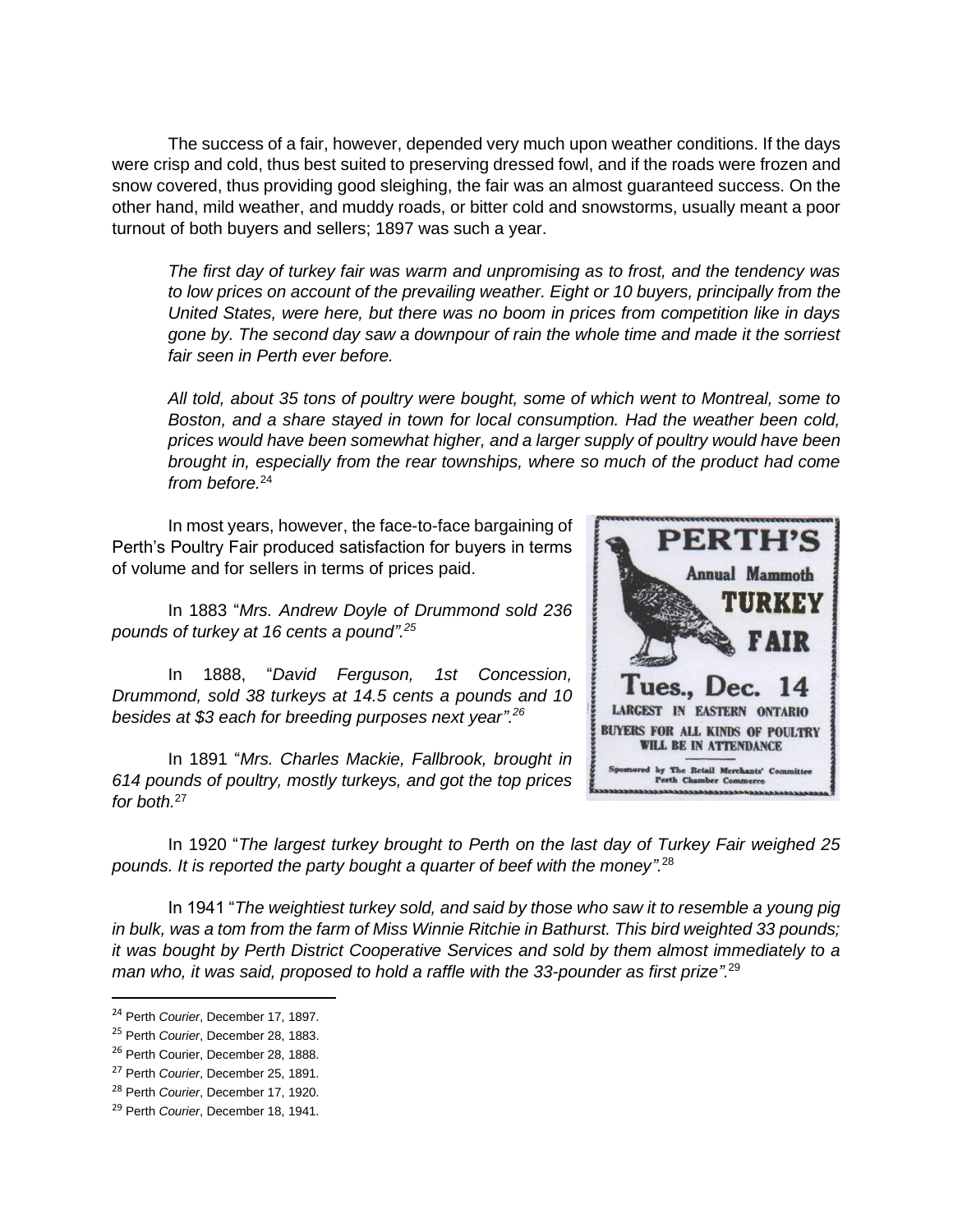The success of a fair, however, depended very much upon weather conditions. If the days were crisp and cold, thus best suited to preserving dressed fowl, and if the roads were frozen and snow covered, thus providing good sleighing, the fair was an almost guaranteed success. On the other hand, mild weather, and muddy roads, or bitter cold and snowstorms, usually meant a poor turnout of both buyers and sellers; 1897 was such a year.

> *The first day of turkey fair was warm and unpromising as to frost, and the tendency was to low prices on account of the prevailing weather. Eight or 10 buyers, principally from the United States, were here, but there was no boom in prices from competition like in days gone by. The second day saw a downpour of rain the whole time and made it the sorriest fair seen in Perth ever before.*
>
> *All told, about 35 tons of poultry were bought, some of which went to Montreal, some to Boston, and a share stayed in town for local consumption. Had the weather been cold, prices would have been somewhat higher, and a larger supply of poultry would have been brought in, especially from the rear townships, where so much of the product had come from before.*[24]

In most years, however, the face-to-face bargaining of Perth's Poultry Fair produced satisfaction for buyers in terms of volume and for sellers in terms of prices paid.

PERTH'S Annual Mammoth TURKEY FAIR
Tues., Dec. 14
LARGEST IN EASTERN ONTARIO
BUYERS FOR ALL KINDS OF POULTRY WILL BE IN ATTENDANCE
Sponsored by The Retail Merchants' Committee Perth Chamber Commerce

In 1883 "*Mrs. Andrew Doyle of Drummond sold 236 pounds of turkey at 16 cents a pound".*[25]

In 1888, "*David Ferguson, 1st Concession, Drummond, sold 38 turkeys at 14.5 cents a pounds and 10 besides at $3 each for breeding purposes next year".*[26]

In 1891 "*Mrs. Charles Mackie, Fallbrook, brought in 614 pounds of poultry, mostly turkeys, and got the top prices for both.*[27]

In 1920 "*The largest turkey brought to Perth on the last day of Turkey Fair weighed 25 pounds. It is reported the party bought a quarter of beef with the money".*[28]

In 1941 "*The weightiest turkey sold, and said by those who saw it to resemble a young pig in bulk, was a tom from the farm of Miss Winnie Ritchie in Bathurst. This bird weighted 33 pounds; it was bought by Perth District Cooperative Services and sold by them almost immediately to a man who, it was said, proposed to hold a raffle with the 33-pounder as first prize".*[29]

---

[24] Perth *Courier*, December 17, 1897.

[25] Perth *Courier*, December 28, 1883.

[26] Perth Courier, December 28, 1888.

[27] Perth *Courier*, December 25, 1891.

[28] Perth *Courier*, December 17, 1920.

[29] Perth *Courier*, December 18, 1941.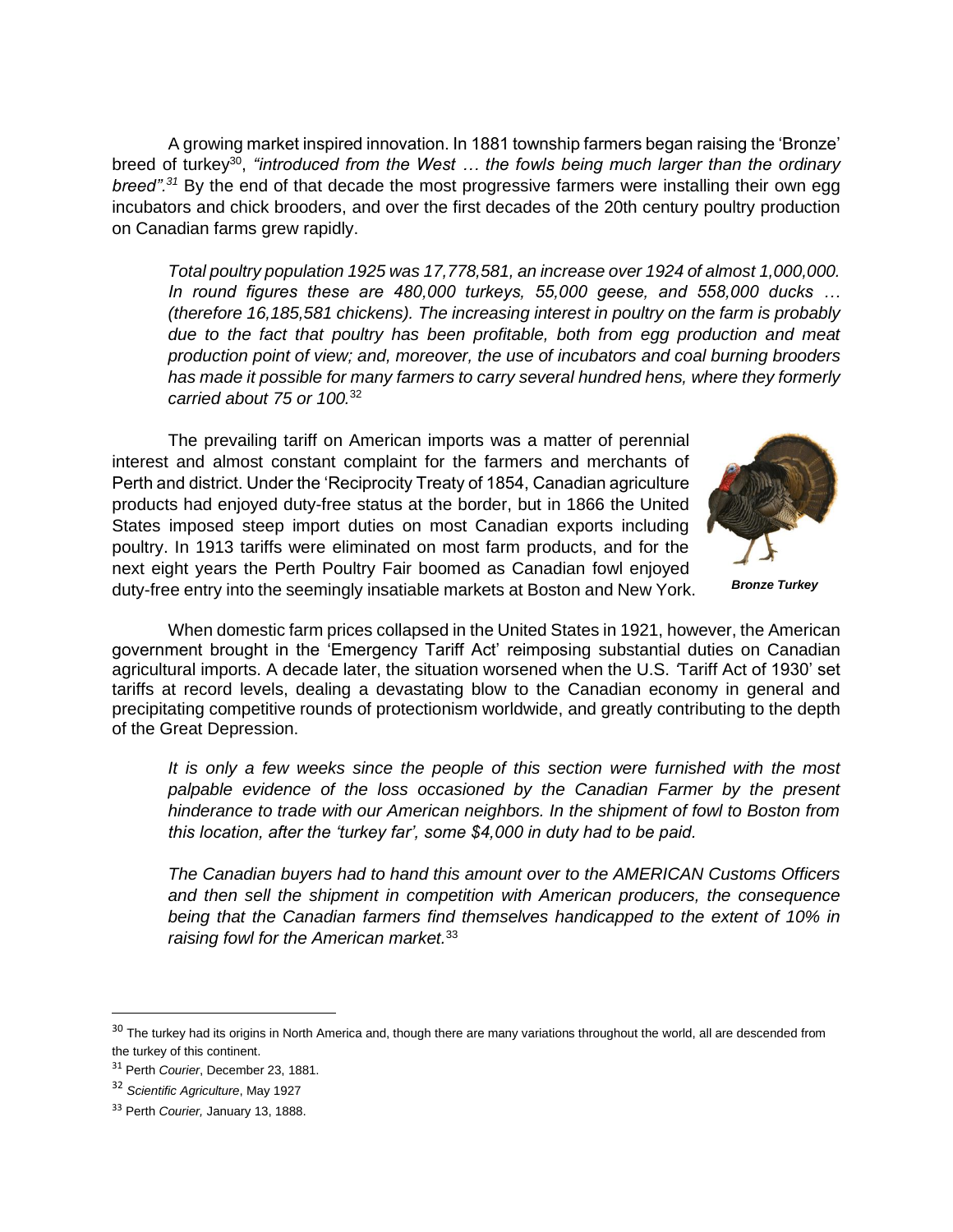A growing market inspired innovation. In 1881 township farmers began raising the 'Bronze' breed of turkey[30], *"introduced from the West … the fowls being much larger than the ordinary breed".*[31] By the end of that decade the most progressive farmers were installing their own egg incubators and chick brooders, and over the first decades of the 20th century poultry production on Canadian farms grew rapidly.

> *Total poultry population 1925 was 17,778,581, an increase over 1924 of almost 1,000,000. In round figures these are 480,000 turkeys, 55,000 geese, and 558,000 ducks … (therefore 16,185,581 chickens). The increasing interest in poultry on the farm is probably due to the fact that poultry has been profitable, both from egg production and meat production point of view; and, moreover, the use of incubators and coal burning brooders has made it possible for many farmers to carry several hundred hens, where they formerly carried about 75 or 100.*[32]

The prevailing tariff on American imports was a matter of perennial interest and almost constant complaint for the farmers and merchants of Perth and district. Under the 'Reciprocity Treaty of 1854, Canadian agriculture products had enjoyed duty-free status at the border, but in 1866 the United States imposed steep import duties on most Canadian exports including poultry. In 1913 tariffs were eliminated on most farm products, and for the next eight years the Perth Poultry Fair boomed as Canadian fowl enjoyed duty-free entry into the seemingly insatiable markets at Boston and New York.

***Bronze Turkey***

When domestic farm prices collapsed in the United States in 1921, however, the American government brought in the 'Emergency Tariff Act' reimposing substantial duties on Canadian agricultural imports. A decade later, the situation worsened when the U.S. 'Tariff Act of 1930' set tariffs at record levels, dealing a devastating blow to the Canadian economy in general and precipitating competitive rounds of protectionism worldwide, and greatly contributing to the depth of the Great Depression.

> *It is only a few weeks since the people of this section were furnished with the most palpable evidence of the loss occasioned by the Canadian Farmer by the present hinderance to trade with our American neighbors. In the shipment of fowl to Boston from this location, after the 'turkey far', some $4,000 in duty had to be paid.*
>
> *The Canadian buyers had to hand this amount over to the AMERICAN Customs Officers and then sell the shipment in competition with American producers, the consequence being that the Canadian farmers find themselves handicapped to the extent of 10% in raising fowl for the American market.*[33]

---

[30] The turkey had its origins in North America and, though there are many variations throughout the world, all are descended from the turkey of this continent.

[31] Perth *Courier*, December 23, 1881.

[32] *Scientific Agriculture*, May 1927

[33] Perth *Courier,* January 13, 1888.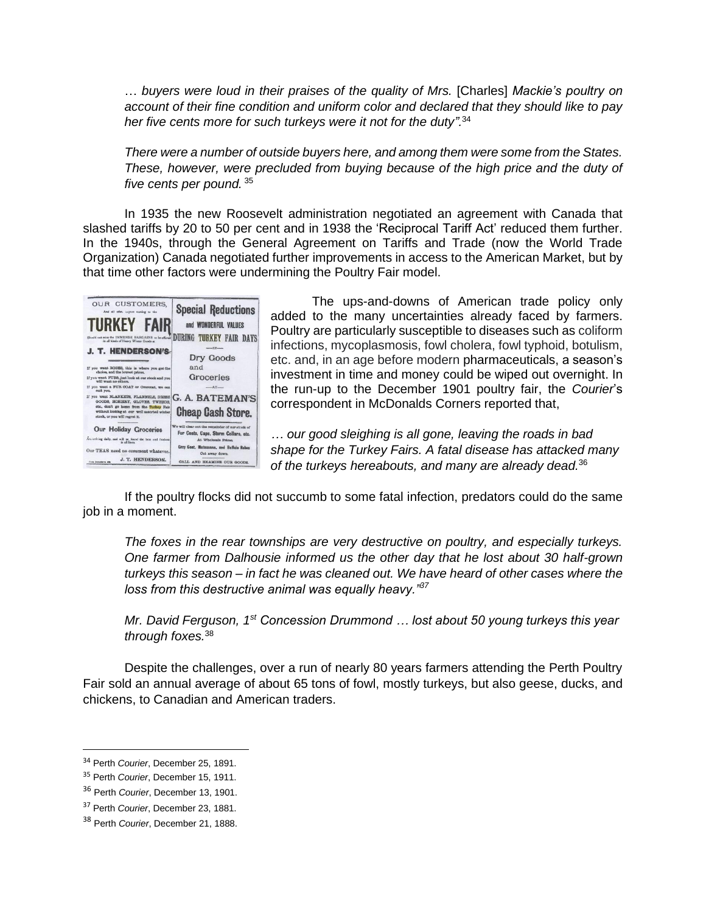*… buyers were loud in their praises of the quality of Mrs.* [Charles] *Mackie's poultry on account of their fine condition and uniform color and declared that they should like to pay her five cents more for such turkeys were it not for the duty".*[34]

*There were a number of outside buyers here, and among them were some from the States. These, however, were precluded from buying because of the high price and the duty of five cents per pound.* [35]

In 1935 the new Roosevelt administration negotiated an agreement with Canada that slashed tariffs by 20 to 50 per cent and in 1938 the 'Reciprocal Tariff Act' reduced them further. In the 1940s, through the General Agreement on Tariffs and Trade (now the World Trade Organization) Canada negotiated further improvements in access to the American Market, but by that time other factors were undermining the Poultry Fair model.

The ups-and-downs of American trade policy only added to the many uncertainties already faced by farmers. Poultry are particularly susceptible to diseases such as coliform infections, mycoplasmosis, fowl cholera, fowl typhoid, botulism, etc. and, in an age before modern pharmaceuticals, a season's investment in time and money could be wiped out overnight. In the run-up to the December 1901 poultry fair, the *Courier*'s correspondent in McDonalds Corners reported that,

*… our good sleighing is all gone, leaving the roads in bad shape for the Turkey Fairs. A fatal disease has attacked many of the turkeys hereabouts, and many are already dead.*[36]

If the poultry flocks did not succumb to some fatal infection, predators could do the same job in a moment.

*The foxes in the rear townships are very destructive on poultry, and especially turkeys. One farmer from Dalhousie informed us the other day that he lost about 30 half-grown turkeys this season – in fact he was cleaned out. We have heard of other cases where the loss from this destructive animal was equally heavy."*[37]

*Mr. David Ferguson, 1st Concession Drummond … lost about 50 young turkeys this year through foxes.*[38]

Despite the challenges, over a run of nearly 80 years farmers attending the Perth Poultry Fair sold an annual average of about 65 tons of fowl, mostly turkeys, but also geese, ducks, and chickens, to Canadian and American traders.

---

[34] Perth *Courier*, December 25, 1891.

[35] Perth *Courier*, December 15, 1911.

[36] Perth *Courier*, December 13, 1901.

[37] Perth *Courier*, December 23, 1881.

[38] Perth *Courier*, December 21, 1888.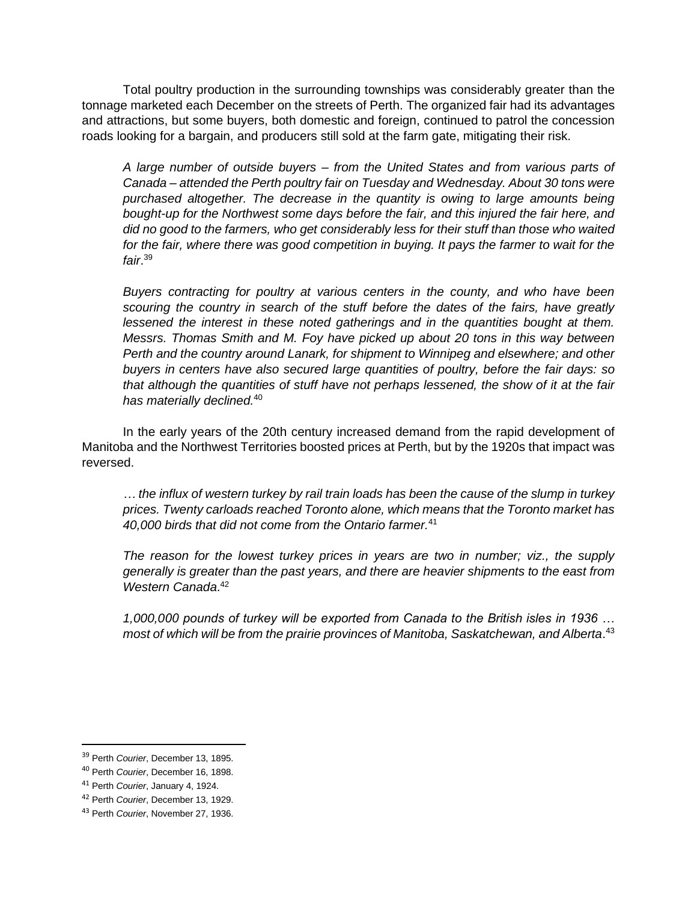Total poultry production in the surrounding townships was considerably greater than the tonnage marketed each December on the streets of Perth. The organized fair had its advantages and attractions, but some buyers, both domestic and foreign, continued to patrol the concession roads looking for a bargain, and producers still sold at the farm gate, mitigating their risk.

> *A large number of outside buyers – from the United States and from various parts of Canada – attended the Perth poultry fair on Tuesday and Wednesday. About 30 tons were purchased altogether. The decrease in the quantity is owing to large amounts being bought-up for the Northwest some days before the fair, and this injured the fair here, and did no good to the farmers, who get considerably less for their stuff than those who waited for the fair, where there was good competition in buying. It pays the farmer to wait for the fair*.[39]

> *Buyers contracting for poultry at various centers in the county, and who have been scouring the country in search of the stuff before the dates of the fairs, have greatly lessened the interest in these noted gatherings and in the quantities bought at them. Messrs. Thomas Smith and M. Foy have picked up about 20 tons in this way between Perth and the country around Lanark, for shipment to Winnipeg and elsewhere; and other buyers in centers have also secured large quantities of poultry, before the fair days: so that although the quantities of stuff have not perhaps lessened, the show of it at the fair has materially declined.*[40]

In the early years of the 20th century increased demand from the rapid development of Manitoba and the Northwest Territories boosted prices at Perth, but by the 1920s that impact was reversed.

> *… the influx of western turkey by rail train loads has been the cause of the slump in turkey prices. Twenty carloads reached Toronto alone, which means that the Toronto market has 40,000 birds that did not come from the Ontario farmer.*[41]

> *The reason for the lowest turkey prices in years are two in number; viz., the supply generally is greater than the past years, and there are heavier shipments to the east from Western Canada*.[42]

> *1,000,000 pounds of turkey will be exported from Canada to the British isles in 1936 … most of which will be from the prairie provinces of Manitoba, Saskatchewan, and Alberta*.[43]

---

[39] Perth *Courier*, December 13, 1895.

[40] Perth *Courier*, December 16, 1898.

[41] Perth *Courier*, January 4, 1924.

[42] Perth *Courier*, December 13, 1929.

[43] Perth *Courier*, November 27, 1936.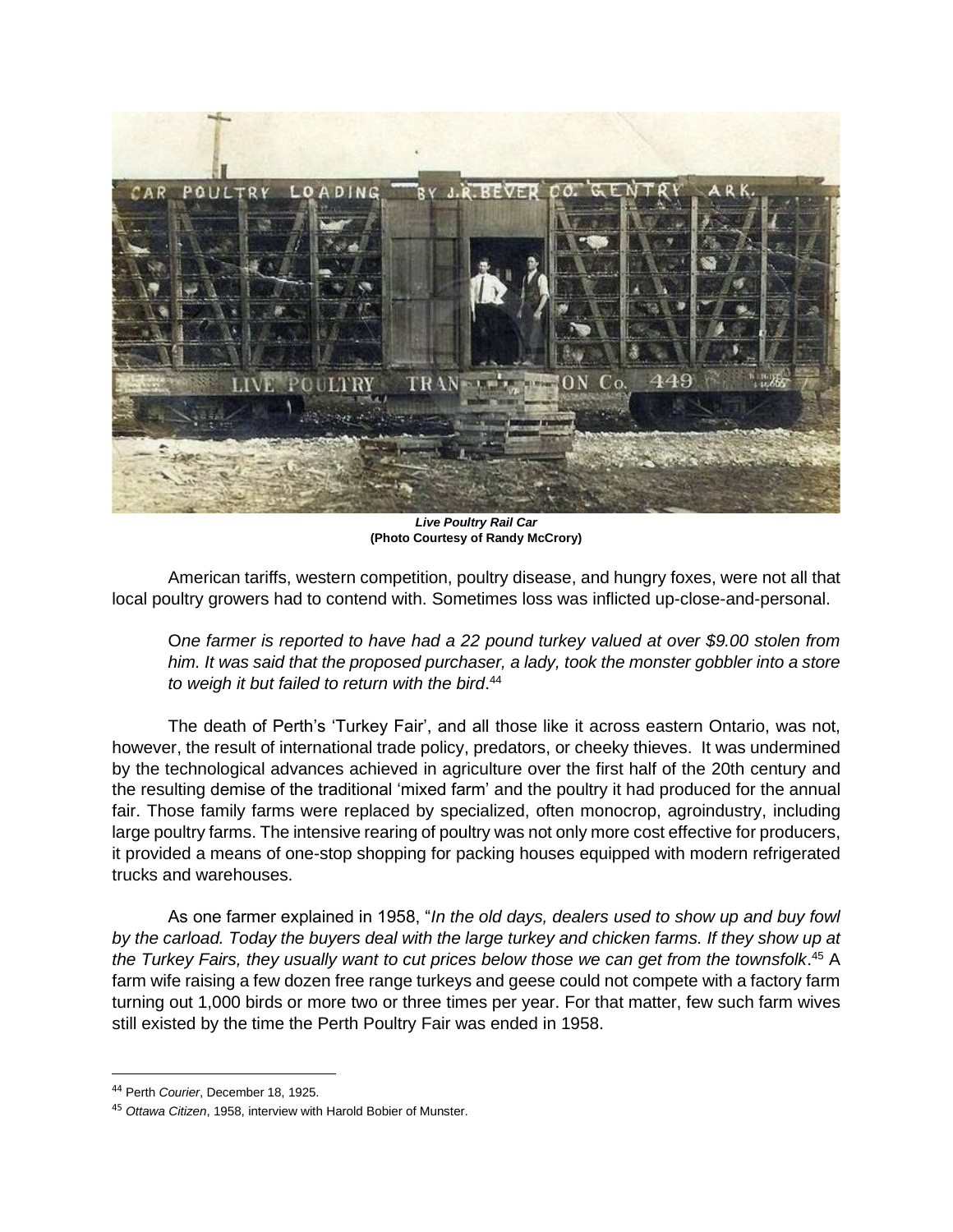*Live Poultry Rail Car*
**(Photo Courtesy of Randy McCrory)**

American tariffs, western competition, poultry disease, and hungry foxes, were not all that local poultry growers had to contend with. Sometimes loss was inflicted up-close-and-personal.

> *One farmer is reported to have had a 22 pound turkey valued at over $9.00 stolen from him. It was said that the proposed purchaser, a lady, took the monster gobbler into a store to weigh it but failed to return with the bird*.[44]

The death of Perth's 'Turkey Fair', and all those like it across eastern Ontario, was not, however, the result of international trade policy, predators, or cheeky thieves. It was undermined by the technological advances achieved in agriculture over the first half of the 20th century and the resulting demise of the traditional 'mixed farm' and the poultry it had produced for the annual fair. Those family farms were replaced by specialized, often monocrop, agroindustry, including large poultry farms. The intensive rearing of poultry was not only more cost effective for producers, it provided a means of one-stop shopping for packing houses equipped with modern refrigerated trucks and warehouses.

As one farmer explained in 1958, "*In the old days, dealers used to show up and buy fowl by the carload. Today the buyers deal with the large turkey and chicken farms. If they show up at the Turkey Fairs, they usually want to cut prices below those we can get from the townsfolk*.[45] A farm wife raising a few dozen free range turkeys and geese could not compete with a factory farm turning out 1,000 birds or more two or three times per year. For that matter, few such farm wives still existed by the time the Perth Poultry Fair was ended in 1958.

---

[44] Perth *Courier*, December 18, 1925.

[45] *Ottawa Citizen*, 1958, interview with Harold Bobier of Munster.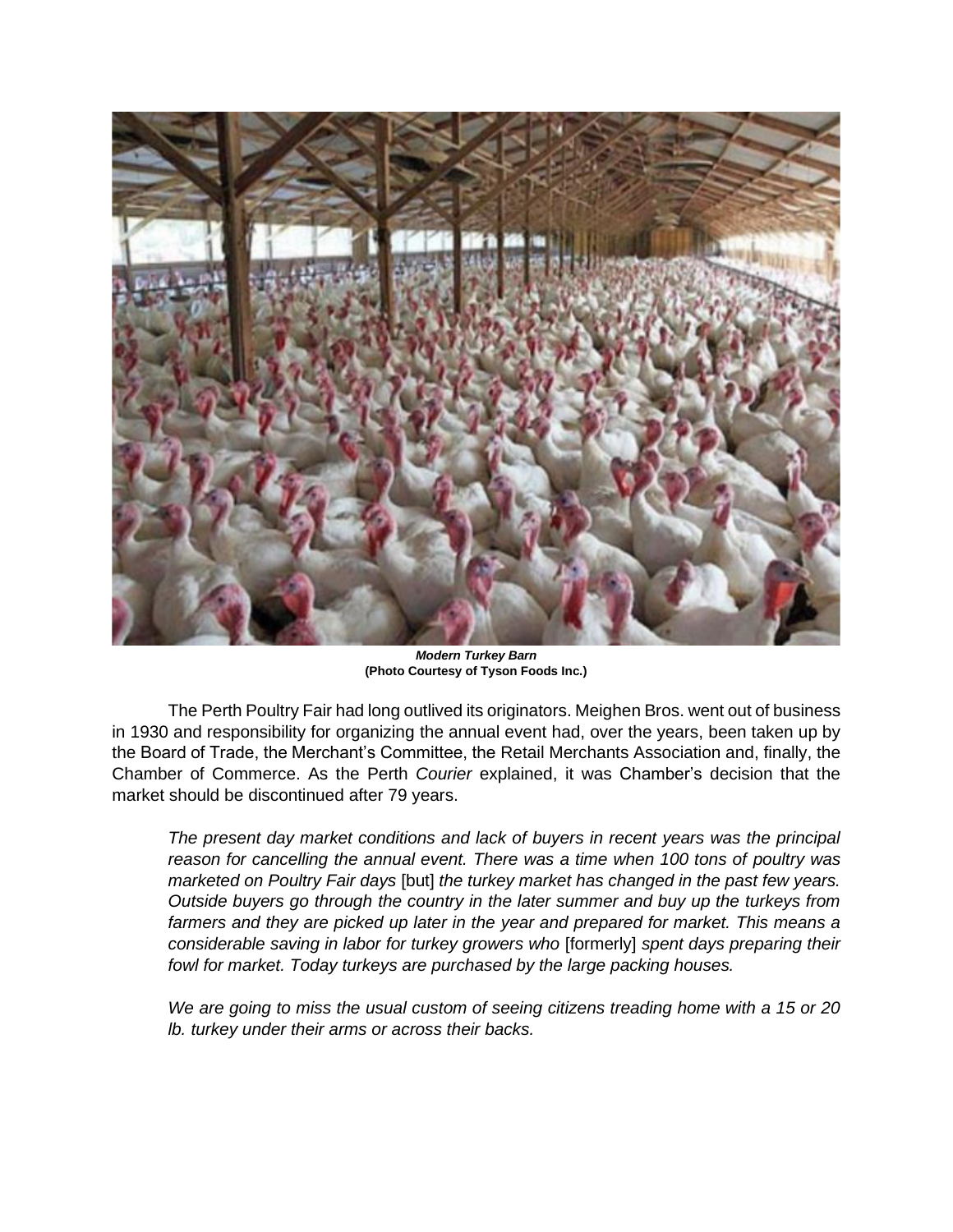***Modern Turkey Barn***
**(Photo Courtesy of Tyson Foods Inc.)**

The Perth Poultry Fair had long outlived its originators. Meighen Bros. went out of business in 1930 and responsibility for organizing the annual event had, over the years, been taken up by the Board of Trade, the Merchant's Committee, the Retail Merchants Association and, finally, the Chamber of Commerce. As the Perth *Courier* explained, it was Chamber's decision that the market should be discontinued after 79 years.

> *The present day market conditions and lack of buyers in recent years was the principal reason for cancelling the annual event. There was a time when 100 tons of poultry was marketed on Poultry Fair days* [but] *the turkey market has changed in the past few years. Outside buyers go through the country in the later summer and buy up the turkeys from farmers and they are picked up later in the year and prepared for market. This means a considerable saving in labor for turkey growers who* [formerly] *spent days preparing their fowl for market. Today turkeys are purchased by the large packing houses.*
>
> *We are going to miss the usual custom of seeing citizens treading home with a 15 or 20 lb. turkey under their arms or across their backs.*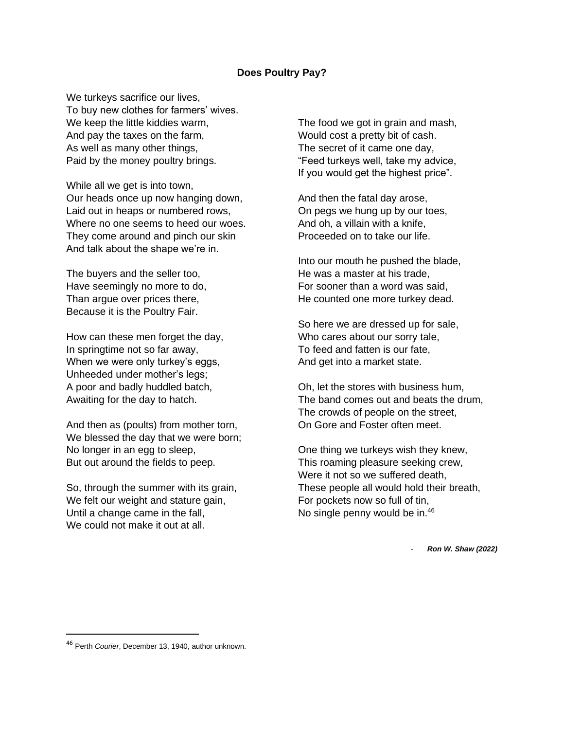**Does Poultry Pay?**

We turkeys sacrifice our lives,
To buy new clothes for farmers' wives.
We keep the little kiddies warm,
And pay the taxes on the farm,
As well as many other things,
Paid by the money poultry brings.

While all we get is into town,
Our heads once up now hanging down,
Laid out in heaps or numbered rows,
Where no one seems to heed our woes.
They come around and pinch our skin
And talk about the shape we're in.

The buyers and the seller too,
Have seemingly no more to do,
Than argue over prices there,
Because it is the Poultry Fair.

How can these men forget the day,
In springtime not so far away,
When we were only turkey's eggs,
Unheeded under mother's legs;
A poor and badly huddled batch,
Awaiting for the day to hatch.

And then as (poults) from mother torn,
We blessed the day that we were born;
No longer in an egg to sleep,
But out around the fields to peep.

So, through the summer with its grain,
We felt our weight and stature gain,
Until a change came in the fall,
We could not make it out at all.

The food we got in grain and mash,
Would cost a pretty bit of cash.
The secret of it came one day,
"Feed turkeys well, take my advice,
If you would get the highest price".

And then the fatal day arose,
On pegs we hung up by our toes,
And oh, a villain with a knife,
Proceeded on to take our life.

Into our mouth he pushed the blade,
He was a master at his trade,
For sooner than a word was said,
He counted one more turkey dead.

So here we are dressed up for sale,
Who cares about our sorry tale,
To feed and fatten is our fate,
And get into a market state.

Oh, let the stores with business hum,
The band comes out and beats the drum,
The crowds of people on the street,
On Gore and Foster often meet.

One thing we turkeys wish they knew,
This roaming pleasure seeking crew,
Were it not so we suffered death,
These people all would hold their breath,
For pockets now so full of tin,
No single penny would be in.[46]

- ***Ron W. Shaw (2022)***

---

[46] Perth *Courier*, December 13, 1940, author unknown.